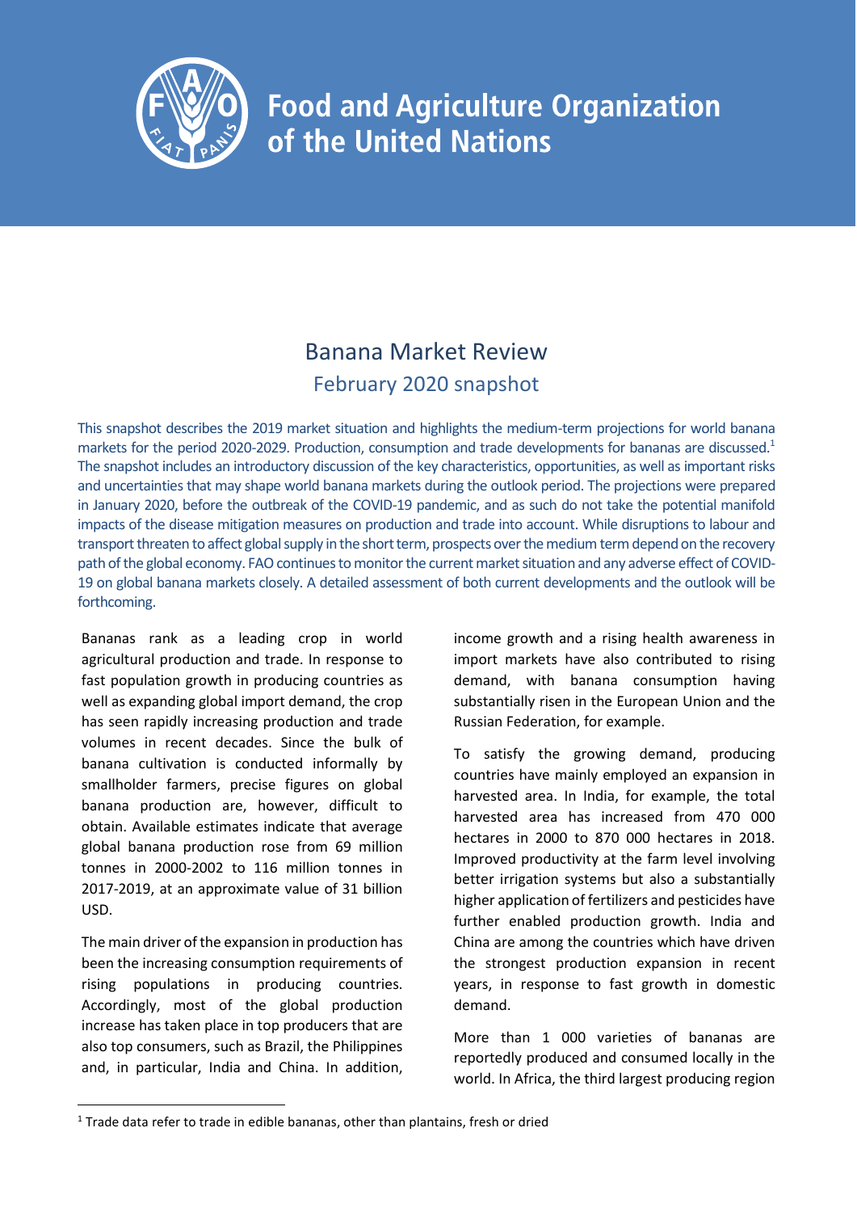# Food and Agriculture Organization of the United Nations

## Banana Market Review

### February 2020 snapshot

This snapshot describes the 2019 market situation and highlights the medium-term projections for world banana markets for the period 2020-2029. Production, consumption and trade developments for bananas are discussed.[1] The snapshot includes an introductory discussion of the key characteristics, opportunities, as well as important risks and uncertainties that may shape world banana markets during the outlook period. The projections were prepared in January 2020, before the outbreak of the COVID-19 pandemic, and as such do not take the potential manifold impacts of the disease mitigation measures on production and trade into account. While disruptions to labour and transport threaten to affect global supply in the short term, prospects over the medium term depend on the recovery path of the global economy. FAO continues to monitor the current market situation and any adverse effect of COVID-19 on global banana markets closely. A detailed assessment of both current developments and the outlook will be forthcoming.

Bananas rank as a leading crop in world agricultural production and trade. In response to fast population growth in producing countries as well as expanding global import demand, the crop has seen rapidly increasing production and trade volumes in recent decades. Since the bulk of banana cultivation is conducted informally by smallholder farmers, precise figures on global banana production are, however, difficult to obtain. Available estimates indicate that average global banana production rose from 69 million tonnes in 2000-2002 to 116 million tonnes in 2017-2019, at an approximate value of 31 billion USD.

The main driver of the expansion in production has been the increasing consumption requirements of rising populations in producing countries. Accordingly, most of the global production increase has taken place in top producers that are also top consumers, such as Brazil, the Philippines and, in particular, India and China. In addition, income growth and a rising health awareness in import markets have also contributed to rising demand, with banana consumption having substantially risen in the European Union and the Russian Federation, for example.

To satisfy the growing demand, producing countries have mainly employed an expansion in harvested area. In India, for example, the total harvested area has increased from 470 000 hectares in 2000 to 870 000 hectares in 2018. Improved productivity at the farm level involving better irrigation systems but also a substantially higher application of fertilizers and pesticides have further enabled production growth. India and China are among the countries which have driven the strongest production expansion in recent years, in response to fast growth in domestic demand.

More than 1 000 varieties of bananas are reportedly produced and consumed locally in the world. In Africa, the third largest producing region

[1] Trade data refer to trade in edible bananas, other than plantains, fresh or dried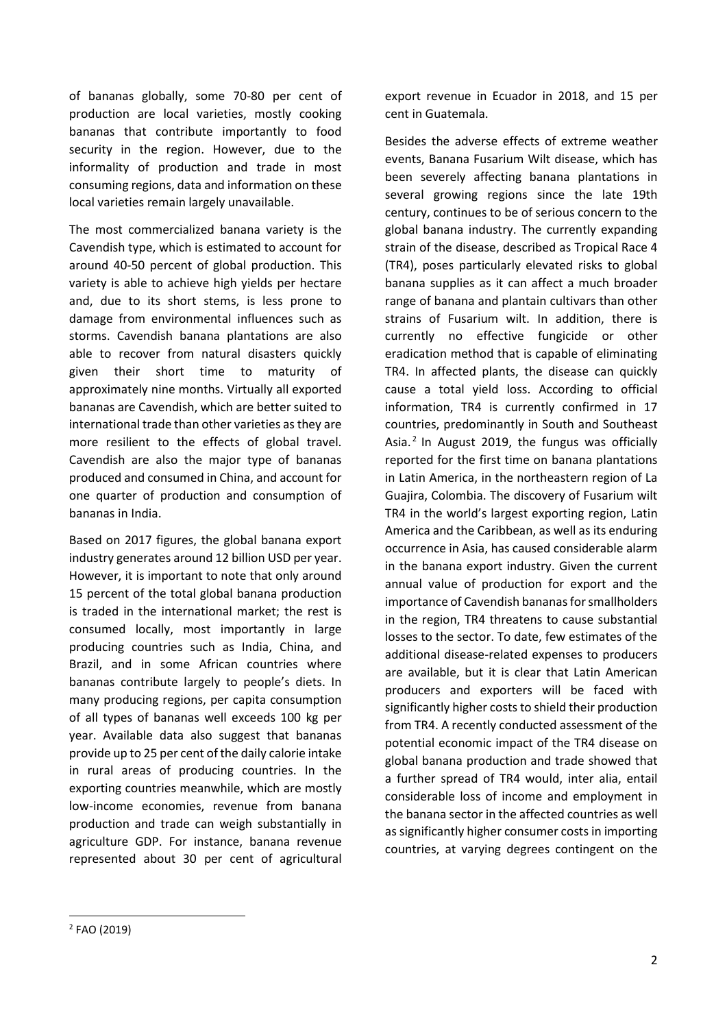of bananas globally, some 70-80 per cent of production are local varieties, mostly cooking bananas that contribute importantly to food security in the region. However, due to the informality of production and trade in most consuming regions, data and information on these local varieties remain largely unavailable.

The most commercialized banana variety is the Cavendish type, which is estimated to account for around 40-50 percent of global production. This variety is able to achieve high yields per hectare and, due to its short stems, is less prone to damage from environmental influences such as storms. Cavendish banana plantations are also able to recover from natural disasters quickly given their short time to maturity of approximately nine months. Virtually all exported bananas are Cavendish, which are better suited to international trade than other varieties as they are more resilient to the effects of global travel. Cavendish are also the major type of bananas produced and consumed in China, and account for one quarter of production and consumption of bananas in India.

Based on 2017 figures, the global banana export industry generates around 12 billion USD per year. However, it is important to note that only around 15 percent of the total global banana production is traded in the international market; the rest is consumed locally, most importantly in large producing countries such as India, China, and Brazil, and in some African countries where bananas contribute largely to people's diets. In many producing regions, per capita consumption of all types of bananas well exceeds 100 kg per year. Available data also suggest that bananas provide up to 25 per cent of the daily calorie intake in rural areas of producing countries. In the exporting countries meanwhile, which are mostly low-income economies, revenue from banana production and trade can weigh substantially in agriculture GDP. For instance, banana revenue represented about 30 per cent of agricultural export revenue in Ecuador in 2018, and 15 per cent in Guatemala.

Besides the adverse effects of extreme weather events, Banana Fusarium Wilt disease, which has been severely affecting banana plantations in several growing regions since the late 19th century, continues to be of serious concern to the global banana industry. The currently expanding strain of the disease, described as Tropical Race 4 (TR4), poses particularly elevated risks to global banana supplies as it can affect a much broader range of banana and plantain cultivars than other strains of Fusarium wilt. In addition, there is currently no effective fungicide or other eradication method that is capable of eliminating TR4. In affected plants, the disease can quickly cause a total yield loss. According to official information, TR4 is currently confirmed in 17 countries, predominantly in South and Southeast Asia.[2] In August 2019, the fungus was officially reported for the first time on banana plantations in Latin America, in the northeastern region of La Guajira, Colombia. The discovery of Fusarium wilt TR4 in the world's largest exporting region, Latin America and the Caribbean, as well as its enduring occurrence in Asia, has caused considerable alarm in the banana export industry. Given the current annual value of production for export and the importance of Cavendish bananas for smallholders in the region, TR4 threatens to cause substantial losses to the sector. To date, few estimates of the additional disease-related expenses to producers are available, but it is clear that Latin American producers and exporters will be faced with significantly higher costs to shield their production from TR4. A recently conducted assessment of the potential economic impact of the TR4 disease on global banana production and trade showed that a further spread of TR4 would, inter alia, entail considerable loss of income and employment in the banana sector in the affected countries as well as significantly higher consumer costs in importing countries, at varying degrees contingent on the

[2] FAO (2019)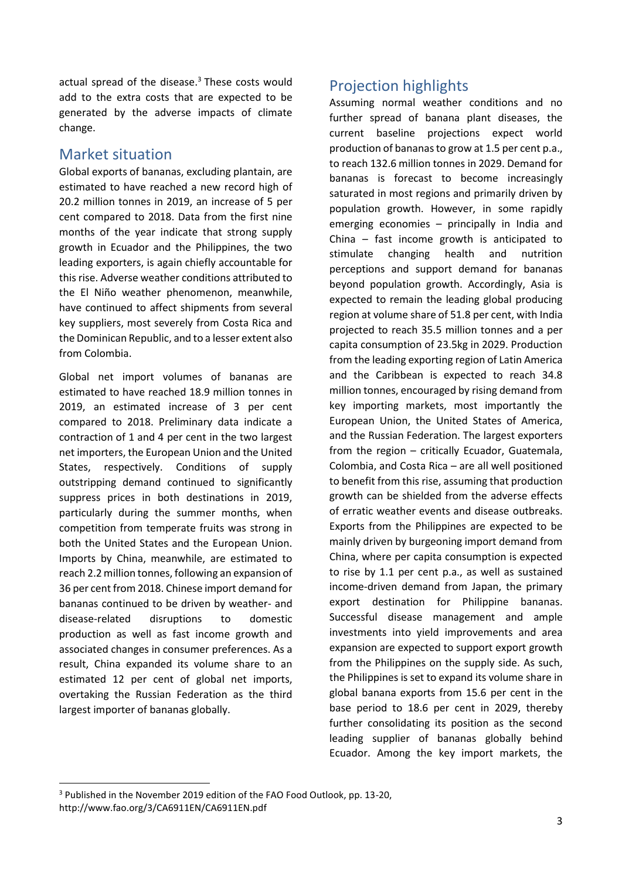actual spread of the disease.[3] These costs would add to the extra costs that are expected to be generated by the adverse impacts of climate change.

## Market situation

Global exports of bananas, excluding plantain, are estimated to have reached a new record high of 20.2 million tonnes in 2019, an increase of 5 per cent compared to 2018. Data from the first nine months of the year indicate that strong supply growth in Ecuador and the Philippines, the two leading exporters, is again chiefly accountable for this rise. Adverse weather conditions attributed to the El Niño weather phenomenon, meanwhile, have continued to affect shipments from several key suppliers, most severely from Costa Rica and the Dominican Republic, and to a lesser extent also from Colombia.

Global net import volumes of bananas are estimated to have reached 18.9 million tonnes in 2019, an estimated increase of 3 per cent compared to 2018. Preliminary data indicate a contraction of 1 and 4 per cent in the two largest net importers, the European Union and the United States, respectively. Conditions of supply outstripping demand continued to significantly suppress prices in both destinations in 2019, particularly during the summer months, when competition from temperate fruits was strong in both the United States and the European Union. Imports by China, meanwhile, are estimated to reach 2.2 million tonnes, following an expansion of 36 per cent from 2018. Chinese import demand for bananas continued to be driven by weather- and disease-related disruptions to domestic production as well as fast income growth and associated changes in consumer preferences. As a result, China expanded its volume share to an estimated 12 per cent of global net imports, overtaking the Russian Federation as the third largest importer of bananas globally.

## Projection highlights

Assuming normal weather conditions and no further spread of banana plant diseases, the current baseline projections expect world production of bananas to grow at 1.5 per cent p.a., to reach 132.6 million tonnes in 2029. Demand for bananas is forecast to become increasingly saturated in most regions and primarily driven by population growth. However, in some rapidly emerging economies – principally in India and China – fast income growth is anticipated to stimulate changing health and nutrition perceptions and support demand for bananas beyond population growth. Accordingly, Asia is expected to remain the leading global producing region at volume share of 51.8 per cent, with India projected to reach 35.5 million tonnes and a per capita consumption of 23.5kg in 2029. Production from the leading exporting region of Latin America and the Caribbean is expected to reach 34.8 million tonnes, encouraged by rising demand from key importing markets, most importantly the European Union, the United States of America, and the Russian Federation. The largest exporters from the region – critically Ecuador, Guatemala, Colombia, and Costa Rica – are all well positioned to benefit from this rise, assuming that production growth can be shielded from the adverse effects of erratic weather events and disease outbreaks. Exports from the Philippines are expected to be mainly driven by burgeoning import demand from China, where per capita consumption is expected to rise by 1.1 per cent p.a., as well as sustained income-driven demand from Japan, the primary export destination for Philippine bananas. Successful disease management and ample investments into yield improvements and area expansion are expected to support export growth from the Philippines on the supply side. As such, the Philippines is set to expand its volume share in global banana exports from 15.6 per cent in the base period to 18.6 per cent in 2029, thereby further consolidating its position as the second leading supplier of bananas globally behind Ecuador. Among the key import markets, the

[3] Published in the November 2019 edition of the FAO Food Outlook, pp. 13-20, http://www.fao.org/3/CA6911EN/CA6911EN.pdf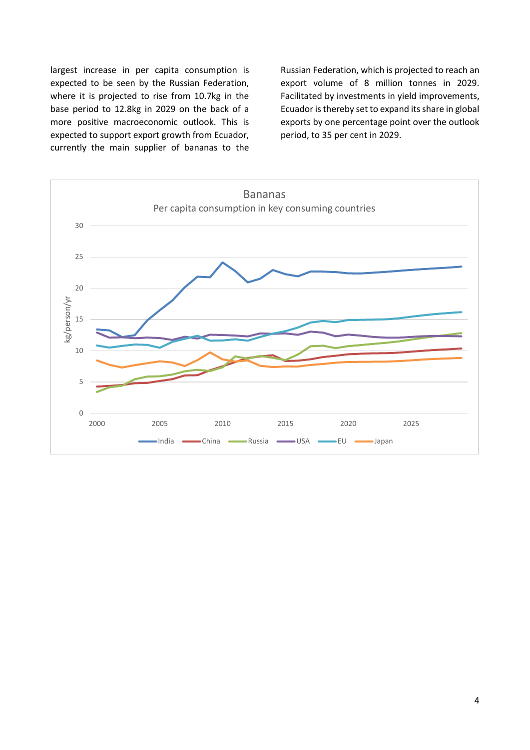largest increase in per capita consumption is expected to be seen by the Russian Federation, where it is projected to rise from 10.7kg in the base period to 12.8kg in 2029 on the back of a more positive macroeconomic outlook. This is expected to support export growth from Ecuador, currently the main supplier of bananas to the Russian Federation, which is projected to reach an export volume of 8 million tonnes in 2029. Facilitated by investments in yield improvements, Ecuador is thereby set to expand its share in global exports by one percentage point over the outlook period, to 35 per cent in 2029.

Bananas

Per capita consumption in key consuming countries

kg/person/yr

30
25
20
15
10
5
0

2000 2005 2010 2015 2020 2025

India China Russia USA EU Japan